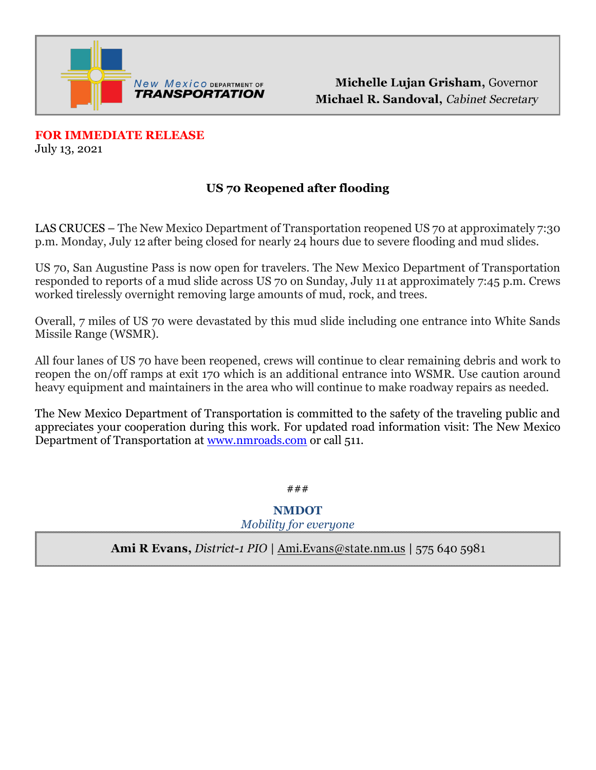New Mexico DEPARTMENT OF **TRANSPORTATION**

**Michelle Lujan Grisham,** Governor
**Michael R. Sandoval,** *Cabinet Secretary*

**FOR IMMEDIATE RELEASE**
July 13, 2021

## US 70 Reopened after flooding

LAS CRUCES – The New Mexico Department of Transportation reopened US 70 at approximately 7:30 p.m. Monday, July 12 after being closed for nearly 24 hours due to severe flooding and mud slides.

US 70, San Augustine Pass is now open for travelers. The New Mexico Department of Transportation responded to reports of a mud slide across US 70 on Sunday, July 11 at approximately 7:45 p.m. Crews worked tirelessly overnight removing large amounts of mud, rock, and trees.

Overall, 7 miles of US 70 were devastated by this mud slide including one entrance into White Sands Missile Range (WSMR).

All four lanes of US 70 have been reopened, crews will continue to clear remaining debris and work to reopen the on/off ramps at exit 170 which is an additional entrance into WSMR. Use caution around heavy equipment and maintainers in the area who will continue to make roadway repairs as needed.

The New Mexico Department of Transportation is committed to the safety of the traveling public and appreciates your cooperation during this work. For updated road information visit: The New Mexico Department of Transportation at www.nmroads.com or call 511.

###

**NMDOT**
*Mobility for everyone*

**Ami R Evans,** *District-1 PIO* | Ami.Evans@state.nm.us | 575 640 5981